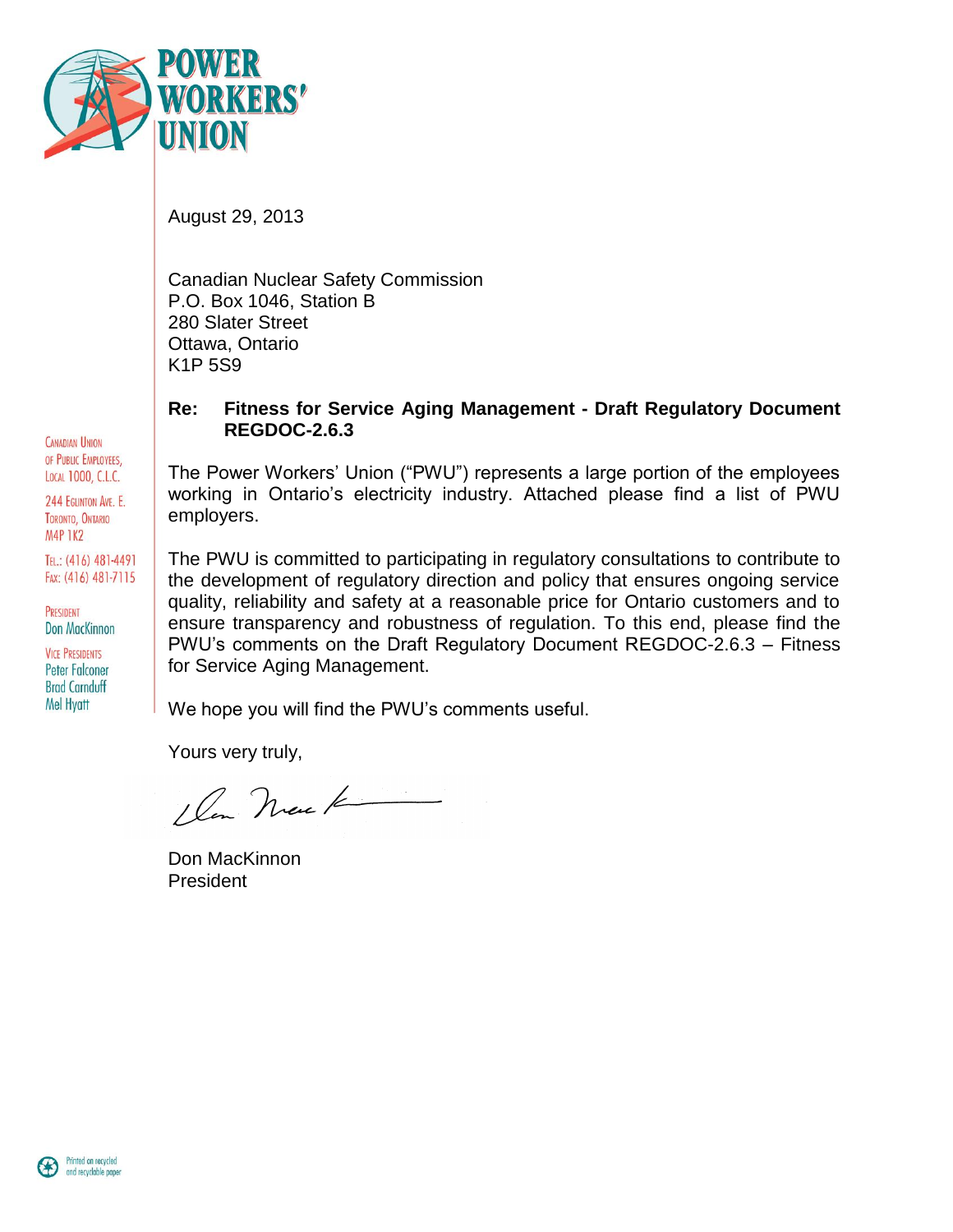# POWER WORKERS' UNION

Canadian Union of Public Employees, Local 1000, C.L.C.

244 Eglinton Ave. E.
Toronto, Ontario
M4P 1K2

Tel.: (416) 481-4491
Fax: (416) 481-7115

President
Don MacKinnon

Vice Presidents
Peter Falconer
Brad Carnduff
Mel Hyatt

August 29, 2013

Canadian Nuclear Safety Commission
P.O. Box 1046, Station B
280 Slater Street
Ottawa, Ontario
K1P 5S9

**Re: Fitness for Service Aging Management - Draft Regulatory Document REGDOC-2.6.3**

The Power Workers' Union ("PWU") represents a large portion of the employees working in Ontario's electricity industry. Attached please find a list of PWU employers.

The PWU is committed to participating in regulatory consultations to contribute to the development of regulatory direction and policy that ensures ongoing service quality, reliability and safety at a reasonable price for Ontario customers and to ensure transparency and robustness of regulation. To this end, please find the PWU's comments on the Draft Regulatory Document REGDOC-2.6.3 – Fitness for Service Aging Management.

We hope you will find the PWU's comments useful.

Yours very truly,

Don MacKinnon
President

Printed on recycled and recyclable paper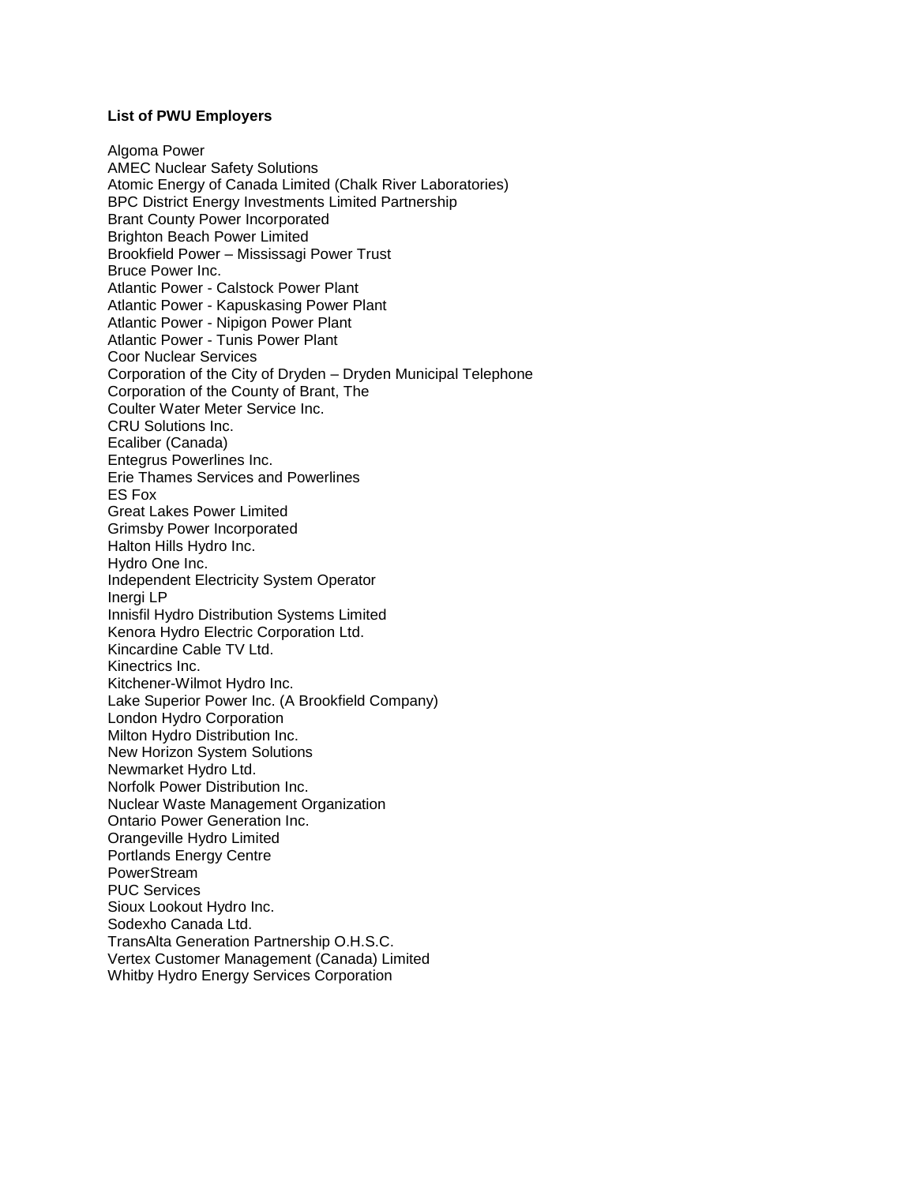**List of PWU Employers**

Algoma Power
AMEC Nuclear Safety Solutions
Atomic Energy of Canada Limited (Chalk River Laboratories)
BPC District Energy Investments Limited Partnership
Brant County Power Incorporated
Brighton Beach Power Limited
Brookfield Power – Mississagi Power Trust
Bruce Power Inc.
Atlantic Power - Calstock Power Plant
Atlantic Power - Kapuskasing Power Plant
Atlantic Power - Nipigon Power Plant
Atlantic Power - Tunis Power Plant
Coor Nuclear Services
Corporation of the City of Dryden – Dryden Municipal Telephone
Corporation of the County of Brant, The
Coulter Water Meter Service Inc.
CRU Solutions Inc.
Ecaliber (Canada)
Entegrus Powerlines Inc.
Erie Thames Services and Powerlines
ES Fox
Great Lakes Power Limited
Grimsby Power Incorporated
Halton Hills Hydro Inc.
Hydro One Inc.
Independent Electricity System Operator
Inergi LP
Innisfil Hydro Distribution Systems Limited
Kenora Hydro Electric Corporation Ltd.
Kincardine Cable TV Ltd.
Kinectrics Inc.
Kitchener-Wilmot Hydro Inc.
Lake Superior Power Inc. (A Brookfield Company)
London Hydro Corporation
Milton Hydro Distribution Inc.
New Horizon System Solutions
Newmarket Hydro Ltd.
Norfolk Power Distribution Inc.
Nuclear Waste Management Organization
Ontario Power Generation Inc.
Orangeville Hydro Limited
Portlands Energy Centre
PowerStream
PUC Services
Sioux Lookout Hydro Inc.
Sodexho Canada Ltd.
TransAlta Generation Partnership O.H.S.C.
Vertex Customer Management (Canada) Limited
Whitby Hydro Energy Services Corporation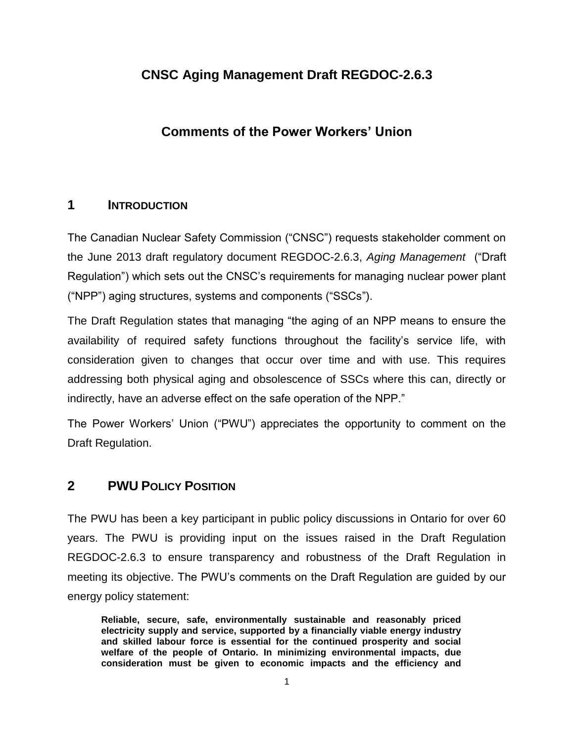# CNSC Aging Management Draft REGDOC-2.6.3

## Comments of the Power Workers' Union

## 1 INTRODUCTION

The Canadian Nuclear Safety Commission ("CNSC") requests stakeholder comment on the June 2013 draft regulatory document REGDOC-2.6.3, *Aging Management* ("Draft Regulation") which sets out the CNSC's requirements for managing nuclear power plant ("NPP") aging structures, systems and components ("SSCs").

The Draft Regulation states that managing "the aging of an NPP means to ensure the availability of required safety functions throughout the facility's service life, with consideration given to changes that occur over time and with use. This requires addressing both physical aging and obsolescence of SSCs where this can, directly or indirectly, have an adverse effect on the safe operation of the NPP."

The Power Workers' Union ("PWU") appreciates the opportunity to comment on the Draft Regulation.

## 2 PWU POLICY POSITION

The PWU has been a key participant in public policy discussions in Ontario for over 60 years. The PWU is providing input on the issues raised in the Draft Regulation REGDOC-2.6.3 to ensure transparency and robustness of the Draft Regulation in meeting its objective. The PWU's comments on the Draft Regulation are guided by our energy policy statement:

> **Reliable, secure, safe, environmentally sustainable and reasonably priced electricity supply and service, supported by a financially viable energy industry and skilled labour force is essential for the continued prosperity and social welfare of the people of Ontario. In minimizing environmental impacts, due consideration must be given to economic impacts and the efficiency and**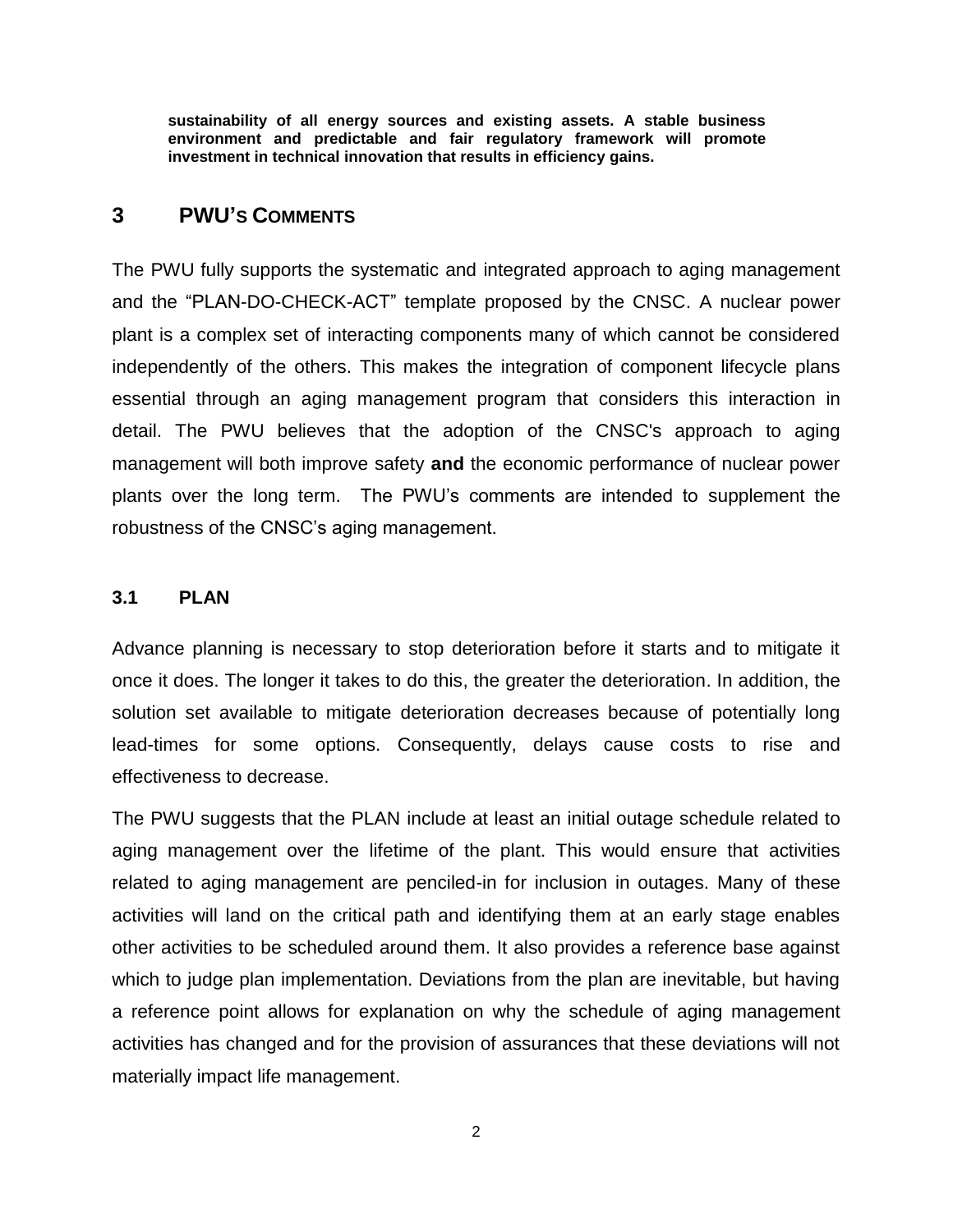**sustainability of all energy sources and existing assets. A stable business environment and predictable and fair regulatory framework will promote investment in technical innovation that results in efficiency gains.**

# 3 PWU's Comments

The PWU fully supports the systematic and integrated approach to aging management and the "PLAN-DO-CHECK-ACT" template proposed by the CNSC. A nuclear power plant is a complex set of interacting components many of which cannot be considered independently of the others. This makes the integration of component lifecycle plans essential through an aging management program that considers this interaction in detail. The PWU believes that the adoption of the CNSC's approach to aging management will both improve safety **and** the economic performance of nuclear power plants over the long term. The PWU's comments are intended to supplement the robustness of the CNSC's aging management.

## 3.1 PLAN

Advance planning is necessary to stop deterioration before it starts and to mitigate it once it does. The longer it takes to do this, the greater the deterioration. In addition, the solution set available to mitigate deterioration decreases because of potentially long lead-times for some options. Consequently, delays cause costs to rise and effectiveness to decrease.

The PWU suggests that the PLAN include at least an initial outage schedule related to aging management over the lifetime of the plant. This would ensure that activities related to aging management are penciled-in for inclusion in outages. Many of these activities will land on the critical path and identifying them at an early stage enables other activities to be scheduled around them. It also provides a reference base against which to judge plan implementation. Deviations from the plan are inevitable, but having a reference point allows for explanation on why the schedule of aging management activities has changed and for the provision of assurances that these deviations will not materially impact life management.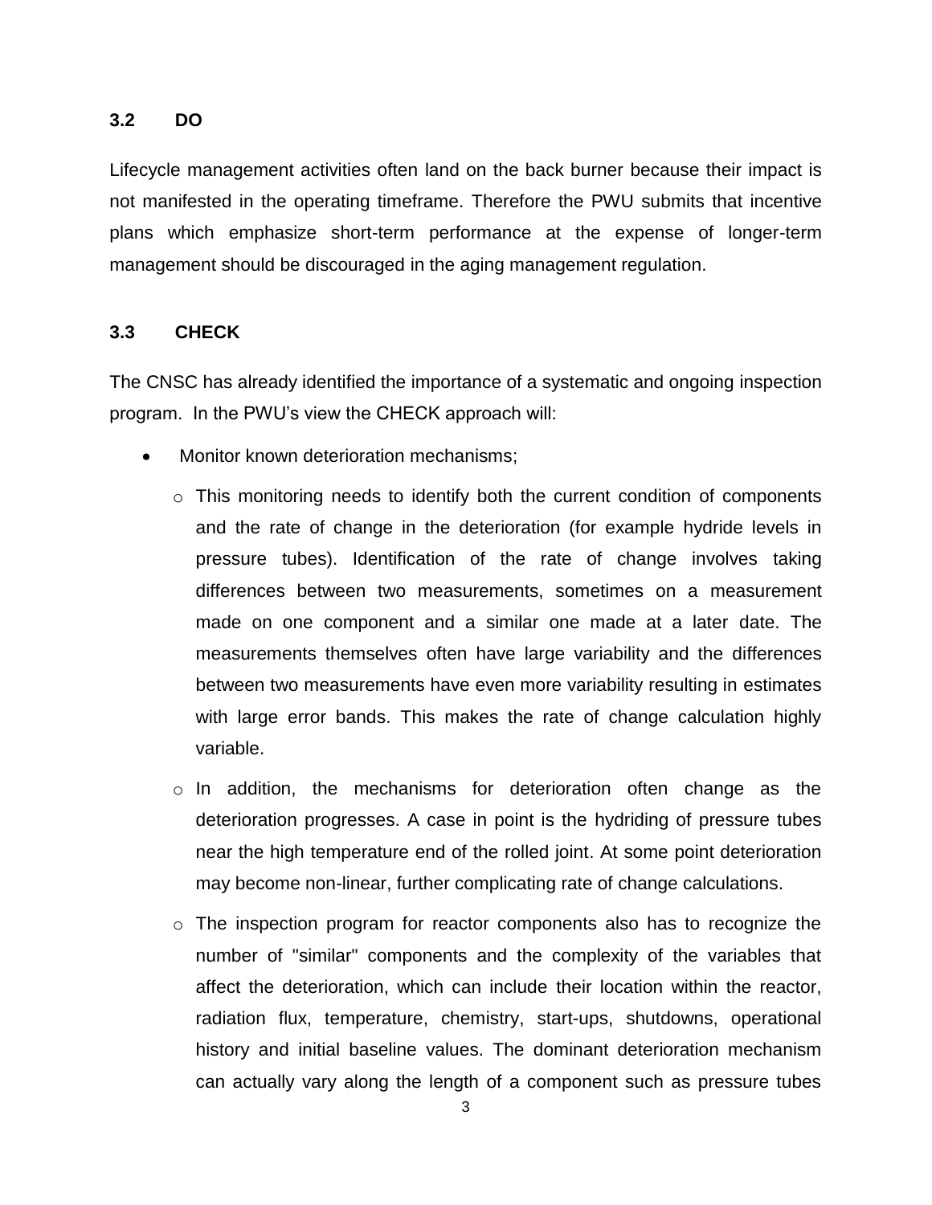### 3.2 DO

Lifecycle management activities often land on the back burner because their impact is not manifested in the operating timeframe. Therefore the PWU submits that incentive plans which emphasize short-term performance at the expense of longer-term management should be discouraged in the aging management regulation.

### 3.3 CHECK

The CNSC has already identified the importance of a systematic and ongoing inspection program. In the PWU's view the CHECK approach will:

- Monitor known deterioration mechanisms;
  - This monitoring needs to identify both the current condition of components and the rate of change in the deterioration (for example hydride levels in pressure tubes). Identification of the rate of change involves taking differences between two measurements, sometimes on a measurement made on one component and a similar one made at a later date. The measurements themselves often have large variability and the differences between two measurements have even more variability resulting in estimates with large error bands. This makes the rate of change calculation highly variable.
  - In addition, the mechanisms for deterioration often change as the deterioration progresses. A case in point is the hydriding of pressure tubes near the high temperature end of the rolled joint. At some point deterioration may become non-linear, further complicating rate of change calculations.
  - The inspection program for reactor components also has to recognize the number of "similar" components and the complexity of the variables that affect the deterioration, which can include their location within the reactor, radiation flux, temperature, chemistry, start-ups, shutdowns, operational history and initial baseline values. The dominant deterioration mechanism can actually vary along the length of a component such as pressure tubes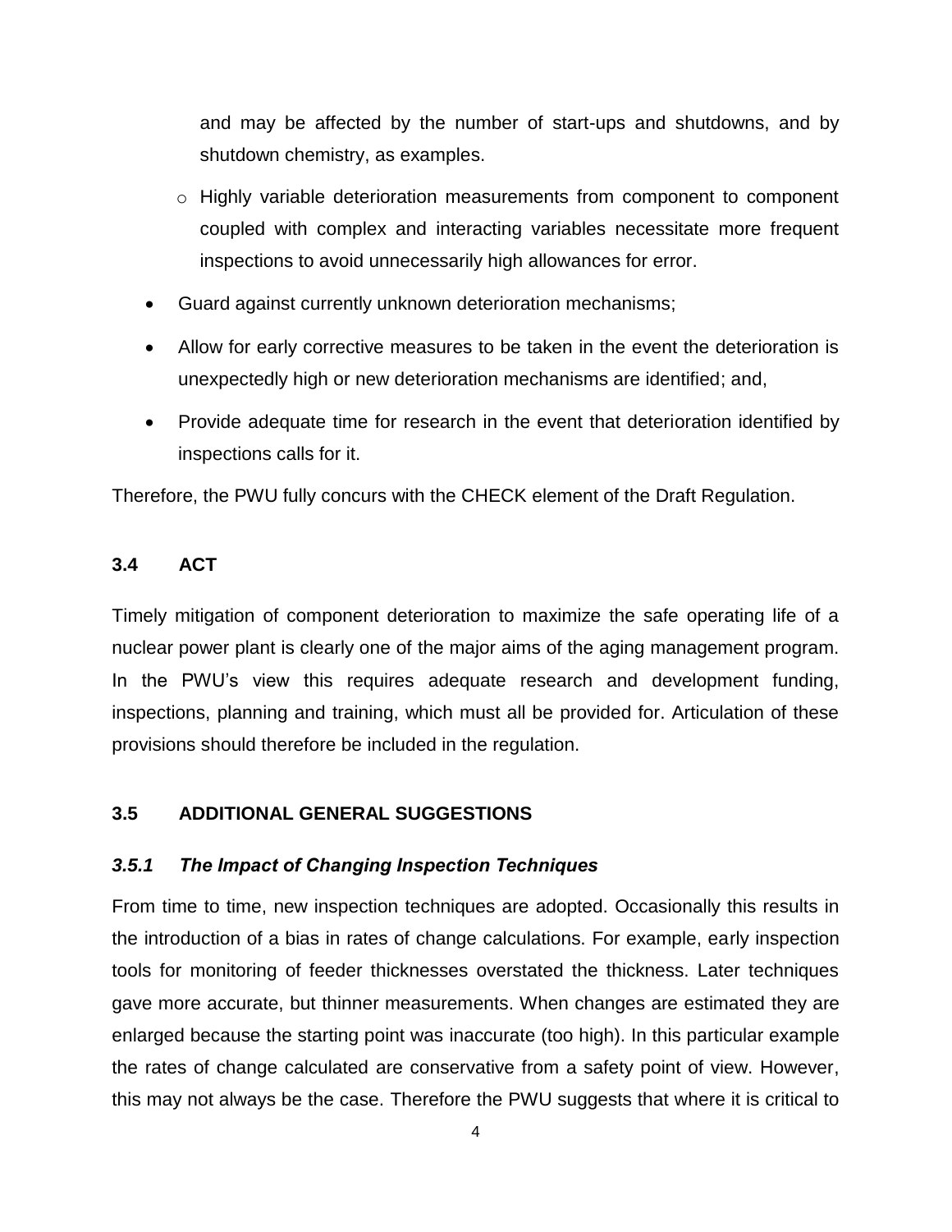and may be affected by the number of start-ups and shutdowns, and by shutdown chemistry, as examples.

  - Highly variable deterioration measurements from component to component coupled with complex and interacting variables necessitate more frequent inspections to avoid unnecessarily high allowances for error.

- Guard against currently unknown deterioration mechanisms;
- Allow for early corrective measures to be taken in the event the deterioration is unexpectedly high or new deterioration mechanisms are identified; and,
- Provide adequate time for research in the event that deterioration identified by inspections calls for it.

Therefore, the PWU fully concurs with the CHECK element of the Draft Regulation.

### 3.4 ACT

Timely mitigation of component deterioration to maximize the safe operating life of a nuclear power plant is clearly one of the major aims of the aging management program. In the PWU's view this requires adequate research and development funding, inspections, planning and training, which must all be provided for. Articulation of these provisions should therefore be included in the regulation.

### 3.5 ADDITIONAL GENERAL SUGGESTIONS

#### *3.5.1 The Impact of Changing Inspection Techniques*

From time to time, new inspection techniques are adopted. Occasionally this results in the introduction of a bias in rates of change calculations. For example, early inspection tools for monitoring of feeder thicknesses overstated the thickness. Later techniques gave more accurate, but thinner measurements. When changes are estimated they are enlarged because the starting point was inaccurate (too high). In this particular example the rates of change calculated are conservative from a safety point of view. However, this may not always be the case. Therefore the PWU suggests that where it is critical to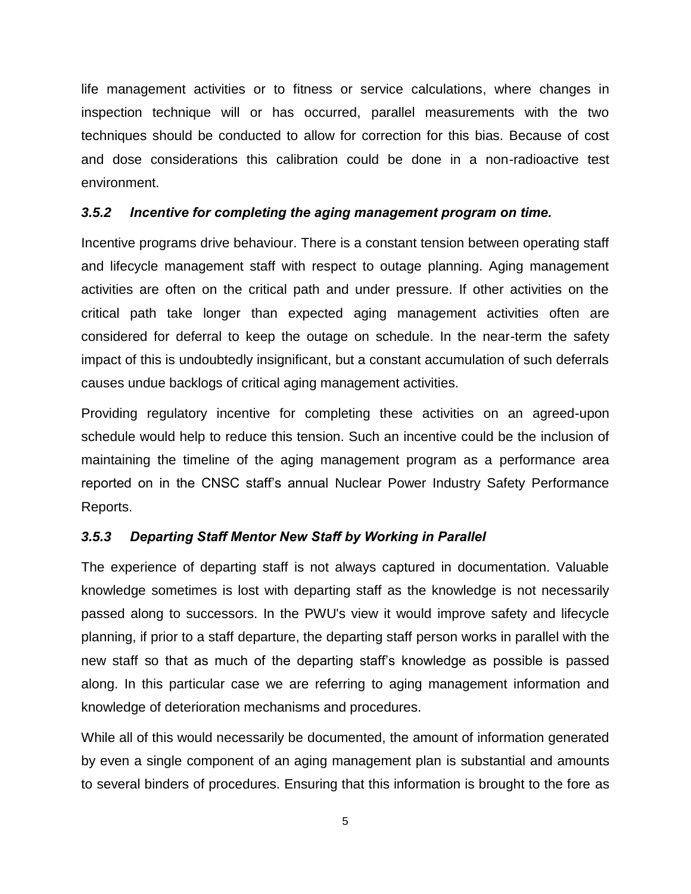life management activities or to fitness or service calculations, where changes in inspection technique will or has occurred, parallel measurements with the two techniques should be conducted to allow for correction for this bias. Because of cost and dose considerations this calibration could be done in a non-radioactive test environment.

### *3.5.2 Incentive for completing the aging management program on time.*

Incentive programs drive behaviour. There is a constant tension between operating staff and lifecycle management staff with respect to outage planning. Aging management activities are often on the critical path and under pressure. If other activities on the critical path take longer than expected aging management activities often are considered for deferral to keep the outage on schedule. In the near-term the safety impact of this is undoubtedly insignificant, but a constant accumulation of such deferrals causes undue backlogs of critical aging management activities.

Providing regulatory incentive for completing these activities on an agreed-upon schedule would help to reduce this tension. Such an incentive could be the inclusion of maintaining the timeline of the aging management program as a performance area reported on in the CNSC staff's annual Nuclear Power Industry Safety Performance Reports.

### *3.5.3 Departing Staff Mentor New Staff by Working in Parallel*

The experience of departing staff is not always captured in documentation. Valuable knowledge sometimes is lost with departing staff as the knowledge is not necessarily passed along to successors. In the PWU's view it would improve safety and lifecycle planning, if prior to a staff departure, the departing staff person works in parallel with the new staff so that as much of the departing staff's knowledge as possible is passed along. In this particular case we are referring to aging management information and knowledge of deterioration mechanisms and procedures.

While all of this would necessarily be documented, the amount of information generated by even a single component of an aging management plan is substantial and amounts to several binders of procedures. Ensuring that this information is brought to the fore as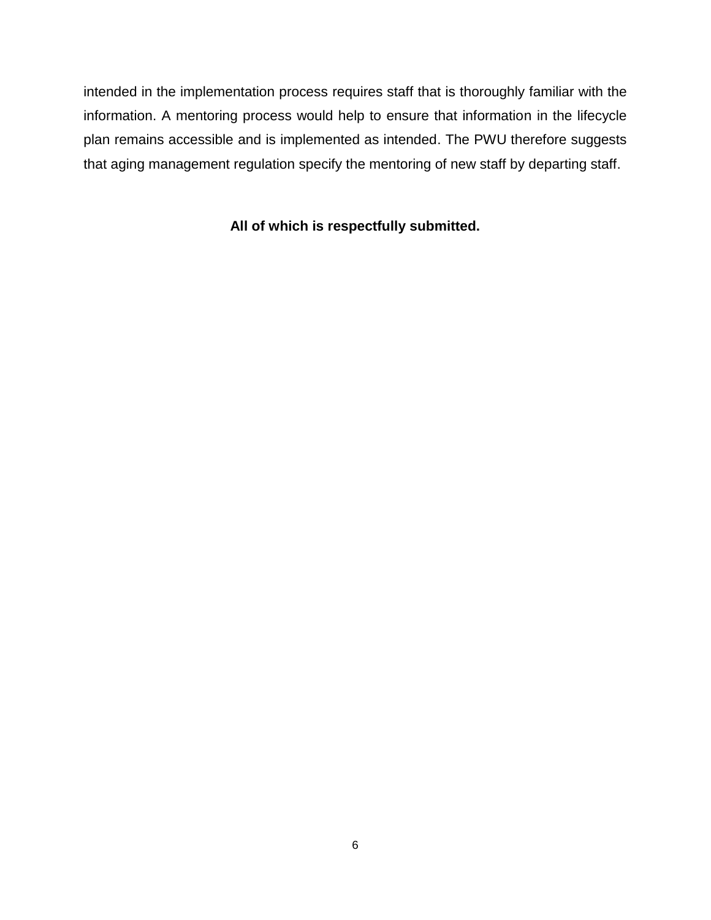intended in the implementation process requires staff that is thoroughly familiar with the information. A mentoring process would help to ensure that information in the lifecycle plan remains accessible and is implemented as intended. The PWU therefore suggests that aging management regulation specify the mentoring of new staff by departing staff.

**All of which is respectfully submitted.**